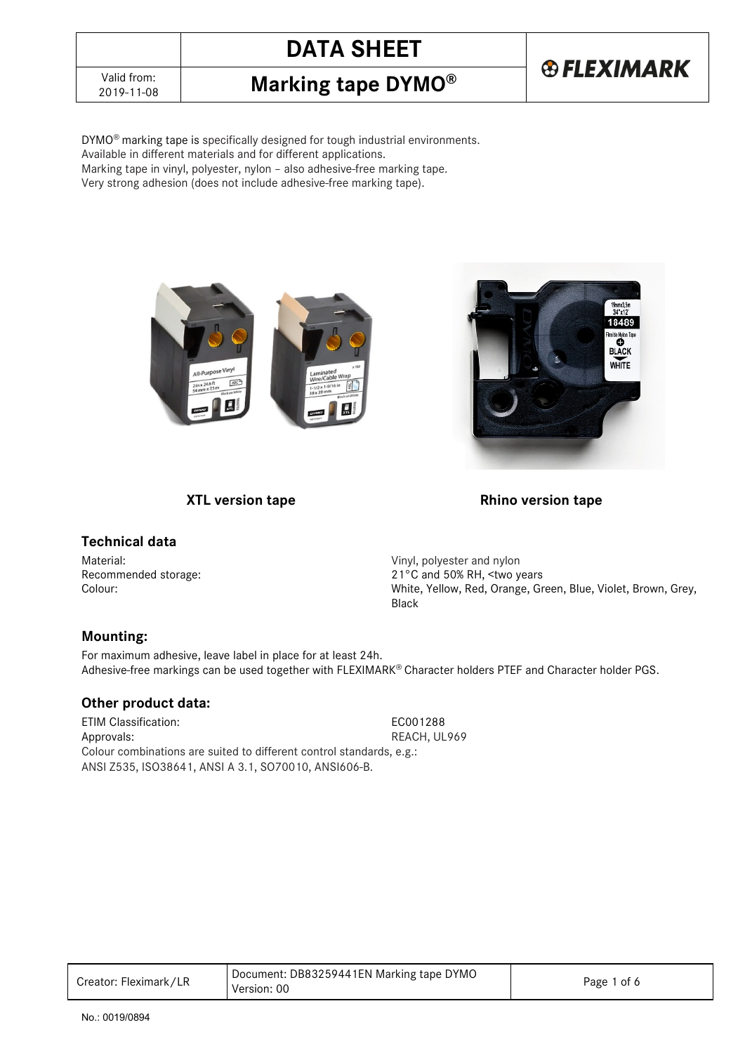# DATA SHEET

## Marking tape DYMO®

Valid from: 2019-11-08

DYMO® marking tape is specifically designed for tough industrial environments.
Available in different materials and for different applications.
Marking tape in vinyl, polyester, nylon – also adhesive-free marking tape.
Very strong adhesion (does not include adhesive-free marking tape).

**XTL version tape** **Rhino version tape**

### Technical data

| | |
|---|---|
| Material: | Vinyl, polyester and nylon |
| Recommended storage: | 21°C and 50% RH, <two years |
| Colour: | White, Yellow, Red, Orange, Green, Blue, Violet, Brown, Grey, Black |

### Mounting:

For maximum adhesive, leave label in place for at least 24h.
Adhesive-free markings can be used together with FLEXIMARK® Character holders PTEF and Character holder PGS.

### Other product data:

| | |
|---|---|
| ETIM Classification: | EC001288 |
| Approvals: | REACH, UL969 |

Colour combinations are suited to different control standards, e.g.:
ANSI Z535, ISO38641, ANSI A 3.1, SO70010, ANSI606-B.

Creator: Fleximark/LR | Document: DB83259441EN Marking tape DYMO Version: 00

No.: 0019/0894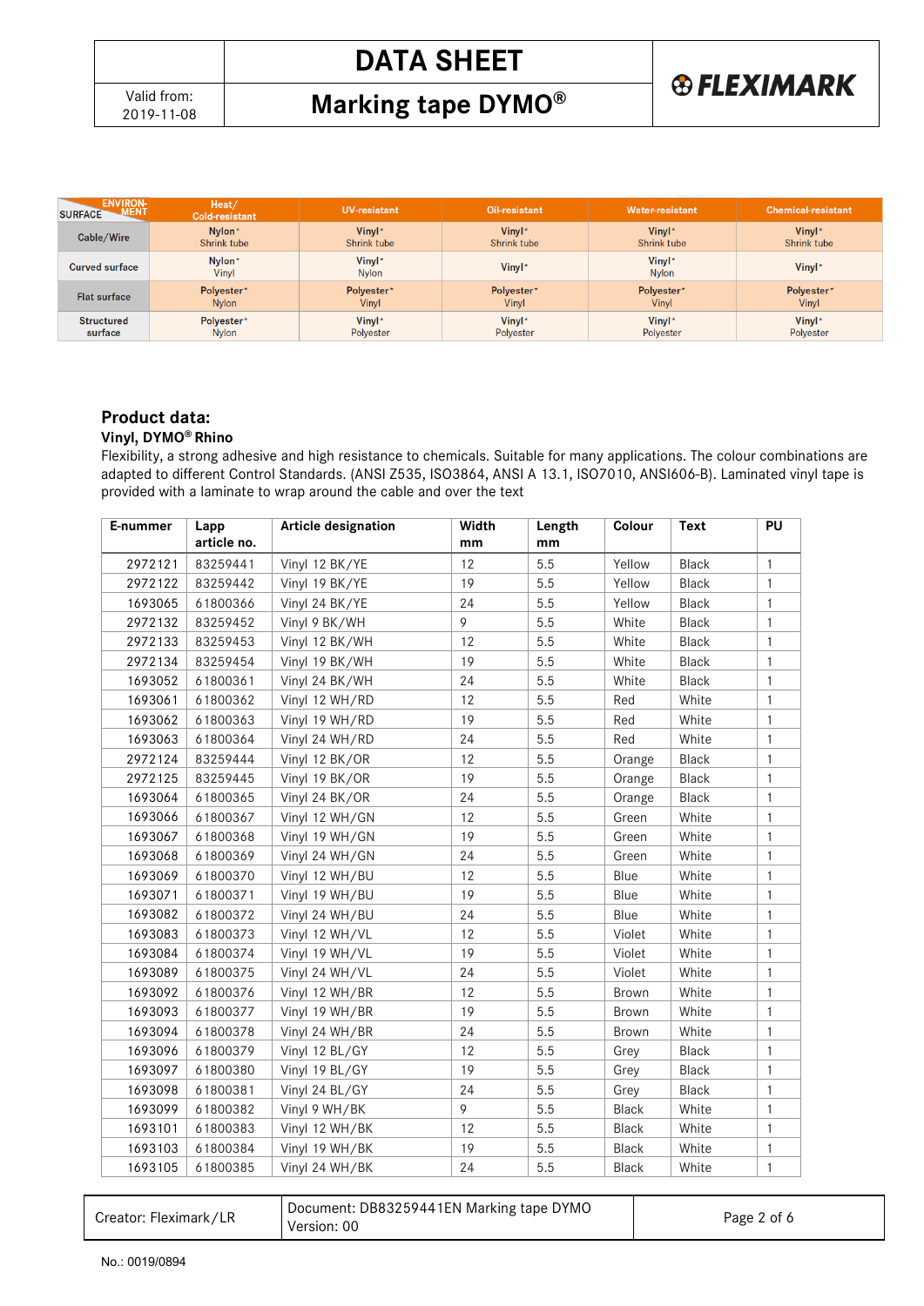| SURFACE / ENVIRONMENT | Heat/ Cold-resistant | UV-resistant | Oil-resistant | Water-resistant | Chemical-resistant |
|---|---|---|---|---|---|
| Cable/Wire | Nylon* Shrink tube | Vinyl* Shrink tube | Vinyl* Shrink tube | Vinyl* Shrink tube | Vinyl* Shrink tube |
| Curved surface | Nylon* Vinyl | Vinyl* Nylon | Vinyl* | Vinyl* Nylon | Vinyl* |
| Flat surface | Polyester* Nylon | Polyester* Vinyl | Polyester* Vinyl | Polyester* Vinyl | Polyester* Vinyl |
| Structured surface | Polyester* Nylon | Vinyl* Polyester | Vinyl* Polyester | Vinyl* Polyester | Vinyl* Polyester |

## Product data:

### Vinyl, DYMO® Rhino

Flexibility, a strong adhesive and high resistance to chemicals. Suitable for many applications. The colour combinations are adapted to different Control Standards. (ANSI Z535, ISO3864, ANSI A 13.1, ISO7010, ANSI606-B). Laminated vinyl tape is provided with a laminate to wrap around the cable and over the text

| E-nummer | Lapp article no. | Article designation | Width mm | Length mm | Colour | Text | PU |
|---|---|---|---|---|---|---|---|
| 2972121 | 83259441 | Vinyl 12 BK/YE | 12 | 5.5 | Yellow | Black | 1 |
| 2972122 | 83259442 | Vinyl 19 BK/YE | 19 | 5.5 | Yellow | Black | 1 |
| 1693065 | 61800366 | Vinyl 24 BK/YE | 24 | 5.5 | Yellow | Black | 1 |
| 2972132 | 83259452 | Vinyl 9 BK/WH | 9 | 5.5 | White | Black | 1 |
| 2972133 | 83259453 | Vinyl 12 BK/WH | 12 | 5.5 | White | Black | 1 |
| 2972134 | 83259454 | Vinyl 19 BK/WH | 19 | 5.5 | White | Black | 1 |
| 1693052 | 61800361 | Vinyl 24 BK/WH | 24 | 5.5 | White | Black | 1 |
| 1693061 | 61800362 | Vinyl 12 WH/RD | 12 | 5.5 | Red | White | 1 |
| 1693062 | 61800363 | Vinyl 19 WH/RD | 19 | 5.5 | Red | White | 1 |
| 1693063 | 61800364 | Vinyl 24 WH/RD | 24 | 5.5 | Red | White | 1 |
| 2972124 | 83259444 | Vinyl 12 BK/OR | 12 | 5.5 | Orange | Black | 1 |
| 2972125 | 83259445 | Vinyl 19 BK/OR | 19 | 5.5 | Orange | Black | 1 |
| 1693064 | 61800365 | Vinyl 24 BK/OR | 24 | 5.5 | Orange | Black | 1 |
| 1693066 | 61800367 | Vinyl 12 WH/GN | 12 | 5.5 | Green | White | 1 |
| 1693067 | 61800368 | Vinyl 19 WH/GN | 19 | 5.5 | Green | White | 1 |
| 1693068 | 61800369 | Vinyl 24 WH/GN | 24 | 5.5 | Green | White | 1 |
| 1693069 | 61800370 | Vinyl 12 WH/BU | 12 | 5.5 | Blue | White | 1 |
| 1693071 | 61800371 | Vinyl 19 WH/BU | 19 | 5.5 | Blue | White | 1 |
| 1693082 | 61800372 | Vinyl 24 WH/BU | 24 | 5.5 | Blue | White | 1 |
| 1693083 | 61800373 | Vinyl 12 WH/VL | 12 | 5.5 | Violet | White | 1 |
| 1693084 | 61800374 | Vinyl 19 WH/VL | 19 | 5.5 | Violet | White | 1 |
| 1693089 | 61800375 | Vinyl 24 WH/VL | 24 | 5.5 | Violet | White | 1 |
| 1693092 | 61800376 | Vinyl 12 WH/BR | 12 | 5.5 | Brown | White | 1 |
| 1693093 | 61800377 | Vinyl 19 WH/BR | 19 | 5.5 | Brown | White | 1 |
| 1693094 | 61800378 | Vinyl 24 WH/BR | 24 | 5.5 | Brown | White | 1 |
| 1693096 | 61800379 | Vinyl 12 BL/GY | 12 | 5.5 | Grey | Black | 1 |
| 1693097 | 61800380 | Vinyl 19 BL/GY | 19 | 5.5 | Grey | Black | 1 |
| 1693098 | 61800381 | Vinyl 24 BL/GY | 24 | 5.5 | Grey | Black | 1 |
| 1693099 | 61800382 | Vinyl 9 WH/BK | 9 | 5.5 | Black | White | 1 |
| 1693101 | 61800383 | Vinyl 12 WH/BK | 12 | 5.5 | Black | White | 1 |
| 1693103 | 61800384 | Vinyl 19 WH/BK | 19 | 5.5 | Black | White | 1 |
| 1693105 | 61800385 | Vinyl 24 WH/BK | 24 | 5.5 | Black | White | 1 |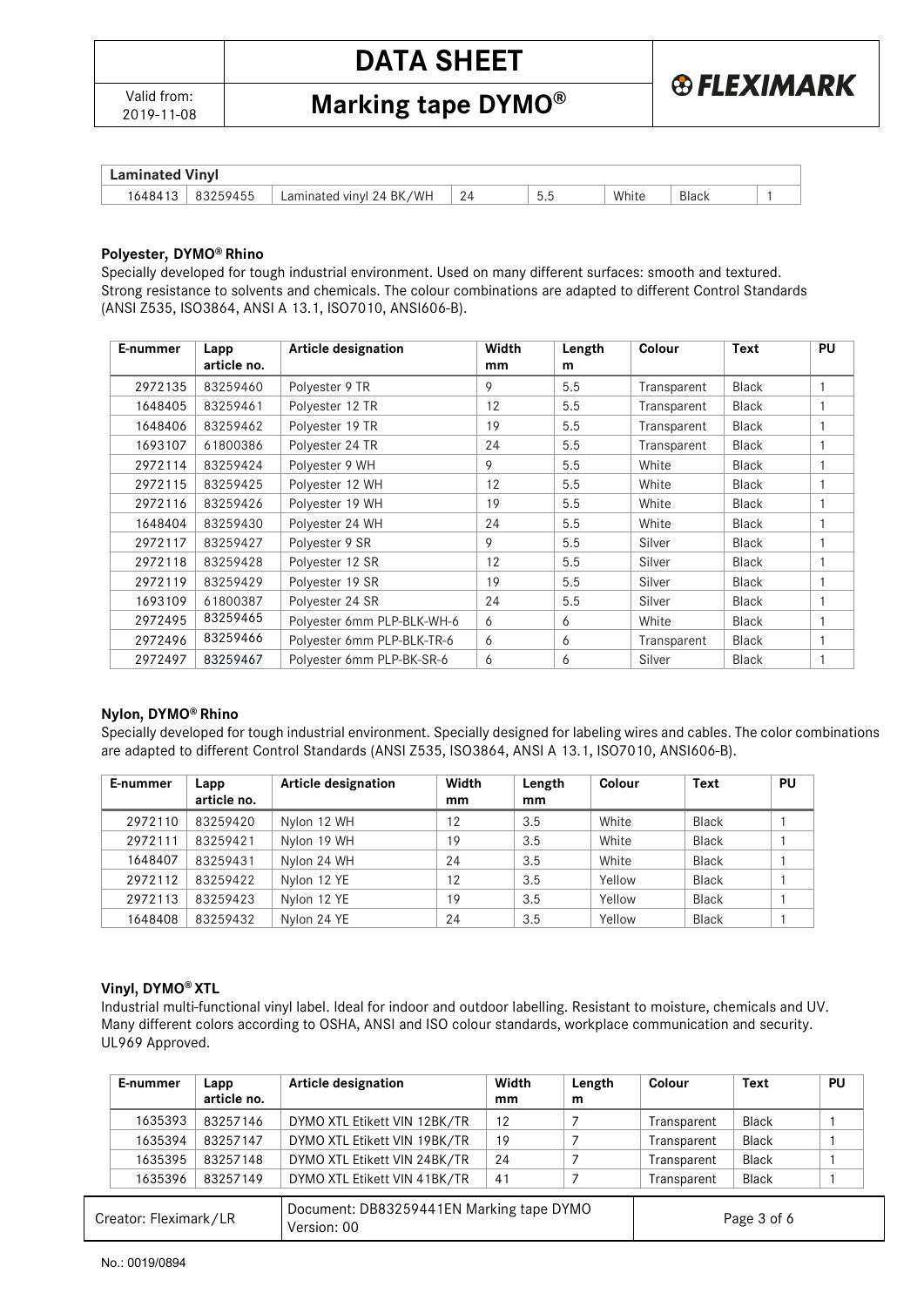| Laminated Vinyl | | | | | | | |
|---|---|---|---|---|---|---|---|
| 1648413 | 83259455 | Laminated vinyl 24 BK/WH | 24 | 5.5 | White | Black | 1 |

**Polyester, DYMO® Rhino**

Specially developed for tough industrial environment. Used on many different surfaces: smooth and textured. Strong resistance to solvents and chemicals. The colour combinations are adapted to different Control Standards (ANSI Z535, ISO3864, ANSI A 13.1, ISO7010, ANSI606-B).

| E-nummer | Lapp article no. | Article designation | Width mm | Length m | Colour | Text | PU |
|---|---|---|---|---|---|---|---|
| 2972135 | 83259460 | Polyester 9 TR | 9 | 5.5 | Transparent | Black | 1 |
| 1648405 | 83259461 | Polyester 12 TR | 12 | 5.5 | Transparent | Black | 1 |
| 1648406 | 83259462 | Polyester 19 TR | 19 | 5.5 | Transparent | Black | 1 |
| 1693107 | 61800386 | Polyester 24 TR | 24 | 5.5 | Transparent | Black | 1 |
| 2972114 | 83259424 | Polyester 9 WH | 9 | 5.5 | White | Black | 1 |
| 2972115 | 83259425 | Polyester 12 WH | 12 | 5.5 | White | Black | 1 |
| 2972116 | 83259426 | Polyester 19 WH | 19 | 5.5 | White | Black | 1 |
| 1648404 | 83259430 | Polyester 24 WH | 24 | 5.5 | White | Black | 1 |
| 2972117 | 83259427 | Polyester 9 SR | 9 | 5.5 | Silver | Black | 1 |
| 2972118 | 83259428 | Polyester 12 SR | 12 | 5.5 | Silver | Black | 1 |
| 2972119 | 83259429 | Polyester 19 SR | 19 | 5.5 | Silver | Black | 1 |
| 1693109 | 61800387 | Polyester 24 SR | 24 | 5.5 | Silver | Black | 1 |
| 2972495 | 83259465 | Polyester 6mm PLP-BLK-WH-6 | 6 | 6 | White | Black | 1 |
| 2972496 | 83259466 | Polyester 6mm PLP-BLK-TR-6 | 6 | 6 | Transparent | Black | 1 |
| 2972497 | 83259467 | Polyester 6mm PLP-BK-SR-6 | 6 | 6 | Silver | Black | 1 |

**Nylon, DYMO® Rhino**

Specially developed for tough industrial environment. Specially designed for labeling wires and cables. The color combinations are adapted to different Control Standards (ANSI Z535, ISO3864, ANSI A 13.1, ISO7010, ANSI606-B).

| E-nummer | Lapp article no. | Article designation | Width mm | Length mm | Colour | Text | PU |
|---|---|---|---|---|---|---|---|
| 2972110 | 83259420 | Nylon 12 WH | 12 | 3.5 | White | Black | 1 |
| 2972111 | 83259421 | Nylon 19 WH | 19 | 3.5 | White | Black | 1 |
| 1648407 | 83259431 | Nylon 24 WH | 24 | 3.5 | White | Black | 1 |
| 2972112 | 83259422 | Nylon 12 YE | 12 | 3.5 | Yellow | Black | 1 |
| 2972113 | 83259423 | Nylon 12 YE | 19 | 3.5 | Yellow | Black | 1 |
| 1648408 | 83259432 | Nylon 24 YE | 24 | 3.5 | Yellow | Black | 1 |

**Vinyl, DYMO® XTL**

Industrial multi-functional vinyl label. Ideal for indoor and outdoor labelling. Resistant to moisture, chemicals and UV. Many different colors according to OSHA, ANSI and ISO colour standards, workplace communication and security. UL969 Approved.

| E-nummer | Lapp article no. | Article designation | Width mm | Length m | Colour | Text | PU |
|---|---|---|---|---|---|---|---|
| 1635393 | 83257146 | DYMO XTL Etikett VIN 12BK/TR | 12 | 7 | Transparent | Black | 1 |
| 1635394 | 83257147 | DYMO XTL Etikett VIN 19BK/TR | 19 | 7 | Transparent | Black | 1 |
| 1635395 | 83257148 | DYMO XTL Etikett VIN 24BK/TR | 24 | 7 | Transparent | Black | 1 |
| 1635396 | 83257149 | DYMO XTL Etikett VIN 41BK/TR | 41 | 7 | Transparent | Black | 1 |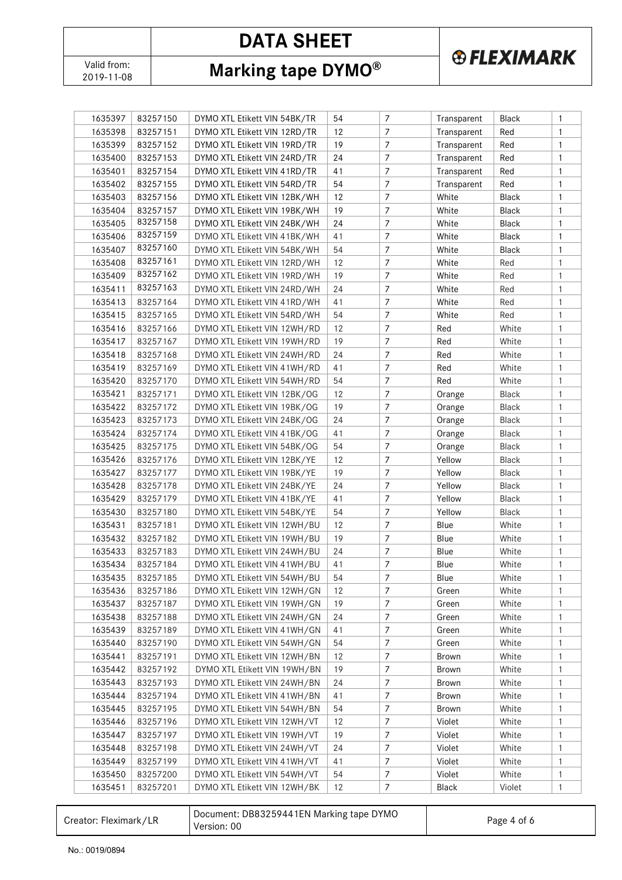| 1635397 | 83257150 | DYMO XTL Etikett VIN 54BK/TR | 54 | 7 | Transparent | Black | 1 |
|---|---|---|---|---|---|---|---|
| 1635398 | 83257151 | DYMO XTL Etikett VIN 12RD/TR | 12 | 7 | Transparent | Red | 1 |
| 1635399 | 83257152 | DYMO XTL Etikett VIN 19RD/TR | 19 | 7 | Transparent | Red | 1 |
| 1635400 | 83257153 | DYMO XTL Etikett VIN 24RD/TR | 24 | 7 | Transparent | Red | 1 |
| 1635401 | 83257154 | DYMO XTL Etikett VIN 41RD/TR | 41 | 7 | Transparent | Red | 1 |
| 1635402 | 83257155 | DYMO XTL Etikett VIN 54RD/TR | 54 | 7 | Transparent | Red | 1 |
| 1635403 | 83257156 | DYMO XTL Etikett VIN 12BK/WH | 12 | 7 | White | Black | 1 |
| 1635404 | 83257157 | DYMO XTL Etikett VIN 19BK/WH | 19 | 7 | White | Black | 1 |
| 1635405 | 83257158 | DYMO XTL Etikett VIN 24BK/WH | 24 | 7 | White | Black | 1 |
| 1635406 | 83257159 | DYMO XTL Etikett VIN 41BK/WH | 41 | 7 | White | Black | 1 |
| 1635407 | 83257160 | DYMO XTL Etikett VIN 54BK/WH | 54 | 7 | White | Black | 1 |
| 1635408 | 83257161 | DYMO XTL Etikett VIN 12RD/WH | 12 | 7 | White | Red | 1 |
| 1635409 | 83257162 | DYMO XTL Etikett VIN 19RD/WH | 19 | 7 | White | Red | 1 |
| 1635411 | 83257163 | DYMO XTL Etikett VIN 24RD/WH | 24 | 7 | White | Red | 1 |
| 1635413 | 83257164 | DYMO XTL Etikett VIN 41RD/WH | 41 | 7 | White | Red | 1 |
| 1635415 | 83257165 | DYMO XTL Etikett VIN 54RD/WH | 54 | 7 | White | Red | 1 |
| 1635416 | 83257166 | DYMO XTL Etikett VIN 12WH/RD | 12 | 7 | Red | White | 1 |
| 1635417 | 83257167 | DYMO XTL Etikett VIN 19WH/RD | 19 | 7 | Red | White | 1 |
| 1635418 | 83257168 | DYMO XTL Etikett VIN 24WH/RD | 24 | 7 | Red | White | 1 |
| 1635419 | 83257169 | DYMO XTL Etikett VIN 41WH/RD | 41 | 7 | Red | White | 1 |
| 1635420 | 83257170 | DYMO XTL Etikett VIN 54WH/RD | 54 | 7 | Red | White | 1 |
| 1635421 | 83257171 | DYMO XTL Etikett VIN 12BK/OG | 12 | 7 | Orange | Black | 1 |
| 1635422 | 83257172 | DYMO XTL Etikett VIN 19BK/OG | 19 | 7 | Orange | Black | 1 |
| 1635423 | 83257173 | DYMO XTL Etikett VIN 24BK/OG | 24 | 7 | Orange | Black | 1 |
| 1635424 | 83257174 | DYMO XTL Etikett VIN 41BK/OG | 41 | 7 | Orange | Black | 1 |
| 1635425 | 83257175 | DYMO XTL Etikett VIN 54BK/OG | 54 | 7 | Orange | Black | 1 |
| 1635426 | 83257176 | DYMO XTL Etikett VIN 12BK/YE | 12 | 7 | Yellow | Black | 1 |
| 1635427 | 83257177 | DYMO XTL Etikett VIN 19BK/YE | 19 | 7 | Yellow | Black | 1 |
| 1635428 | 83257178 | DYMO XTL Etikett VIN 24BK/YE | 24 | 7 | Yellow | Black | 1 |
| 1635429 | 83257179 | DYMO XTL Etikett VIN 41BK/YE | 41 | 7 | Yellow | Black | 1 |
| 1635430 | 83257180 | DYMO XTL Etikett VIN 54BK/YE | 54 | 7 | Yellow | Black | 1 |
| 1635431 | 83257181 | DYMO XTL Etikett VIN 12WH/BU | 12 | 7 | Blue | White | 1 |
| 1635432 | 83257182 | DYMO XTL Etikett VIN 19WH/BU | 19 | 7 | Blue | White | 1 |
| 1635433 | 83257183 | DYMO XTL Etikett VIN 24WH/BU | 24 | 7 | Blue | White | 1 |
| 1635434 | 83257184 | DYMO XTL Etikett VIN 41WH/BU | 41 | 7 | Blue | White | 1 |
| 1635435 | 83257185 | DYMO XTL Etikett VIN 54WH/BU | 54 | 7 | Blue | White | 1 |
| 1635436 | 83257186 | DYMO XTL Etikett VIN 12WH/GN | 12 | 7 | Green | White | 1 |
| 1635437 | 83257187 | DYMO XTL Etikett VIN 19WH/GN | 19 | 7 | Green | White | 1 |
| 1635438 | 83257188 | DYMO XTL Etikett VIN 24WH/GN | 24 | 7 | Green | White | 1 |
| 1635439 | 83257189 | DYMO XTL Etikett VIN 41WH/GN | 41 | 7 | Green | White | 1 |
| 1635440 | 83257190 | DYMO XTL Etikett VIN 54WH/GN | 54 | 7 | Green | White | 1 |
| 1635441 | 83257191 | DYMO XTL Etikett VIN 12WH/BN | 12 | 7 | Brown | White | 1 |
| 1635442 | 83257192 | DYMO XTL Etikett VIN 19WH/BN | 19 | 7 | Brown | White | 1 |
| 1635443 | 83257193 | DYMO XTL Etikett VIN 24WH/BN | 24 | 7 | Brown | White | 1 |
| 1635444 | 83257194 | DYMO XTL Etikett VIN 41WH/BN | 41 | 7 | Brown | White | 1 |
| 1635445 | 83257195 | DYMO XTL Etikett VIN 54WH/BN | 54 | 7 | Brown | White | 1 |
| 1635446 | 83257196 | DYMO XTL Etikett VIN 12WH/VT | 12 | 7 | Violet | White | 1 |
| 1635447 | 83257197 | DYMO XTL Etikett VIN 19WH/VT | 19 | 7 | Violet | White | 1 |
| 1635448 | 83257198 | DYMO XTL Etikett VIN 24WH/VT | 24 | 7 | Violet | White | 1 |
| 1635449 | 83257199 | DYMO XTL Etikett VIN 41WH/VT | 41 | 7 | Violet | White | 1 |
| 1635450 | 83257200 | DYMO XTL Etikett VIN 54WH/VT | 54 | 7 | Violet | White | 1 |
| 1635451 | 83257201 | DYMO XTL Etikett VIN 12WH/BK | 12 | 7 | Black | Violet | 1 |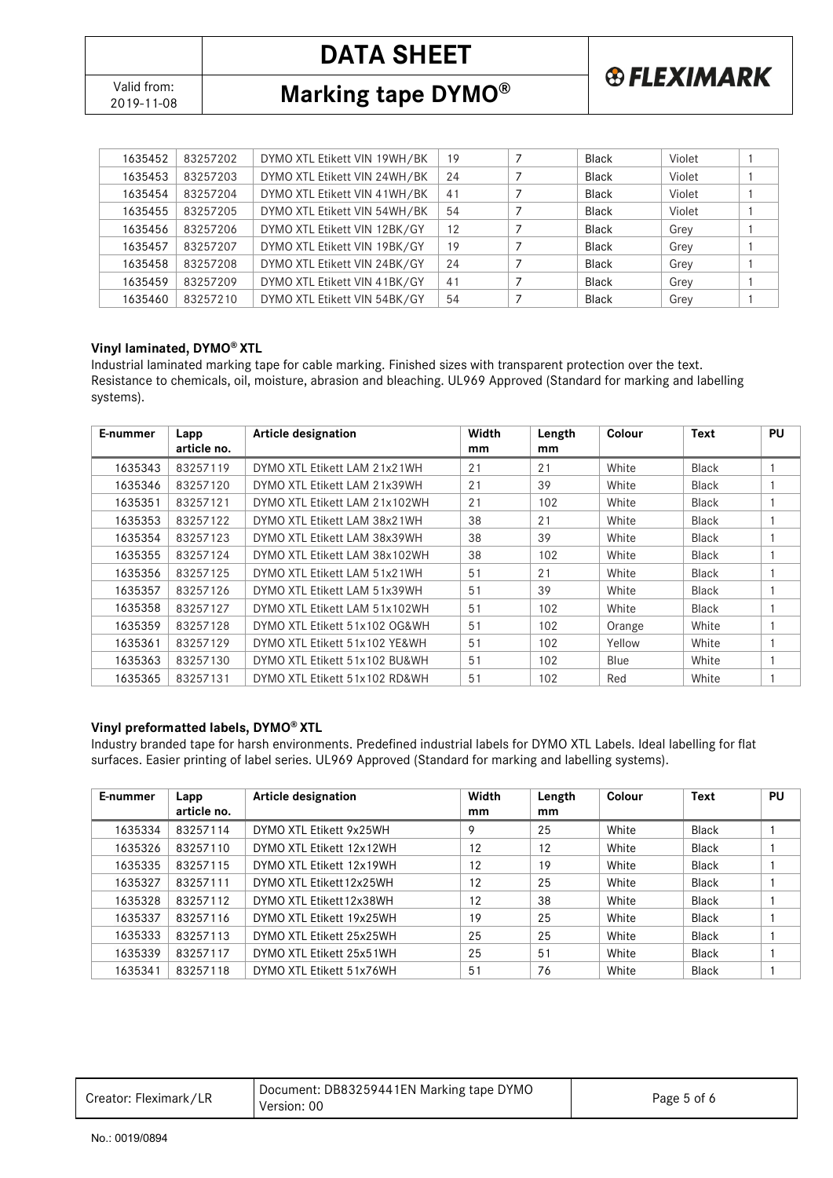| | | | | | | | |
|---|---|---|---|---|---|---|---|
| 1635452 | 83257202 | DYMO XTL Etikett VIN 19WH/BK | 19 | 7 | Black | Violet | 1 |
| 1635453 | 83257203 | DYMO XTL Etikett VIN 24WH/BK | 24 | 7 | Black | Violet | 1 |
| 1635454 | 83257204 | DYMO XTL Etikett VIN 41WH/BK | 41 | 7 | Black | Violet | 1 |
| 1635455 | 83257205 | DYMO XTL Etikett VIN 54WH/BK | 54 | 7 | Black | Violet | 1 |
| 1635456 | 83257206 | DYMO XTL Etikett VIN 12BK/GY | 12 | 7 | Black | Grey | 1 |
| 1635457 | 83257207 | DYMO XTL Etikett VIN 19BK/GY | 19 | 7 | Black | Grey | 1 |
| 1635458 | 83257208 | DYMO XTL Etikett VIN 24BK/GY | 24 | 7 | Black | Grey | 1 |
| 1635459 | 83257209 | DYMO XTL Etikett VIN 41BK/GY | 41 | 7 | Black | Grey | 1 |
| 1635460 | 83257210 | DYMO XTL Etikett VIN 54BK/GY | 54 | 7 | Black | Grey | 1 |

### Vinyl laminated, DYMO® XTL

Industrial laminated marking tape for cable marking. Finished sizes with transparent protection over the text. Resistance to chemicals, oil, moisture, abrasion and bleaching. UL969 Approved (Standard for marking and labelling systems).

| E-nummer | Lapp article no. | Article designation | Width mm | Length mm | Colour | Text | PU |
|---|---|---|---|---|---|---|---|
| 1635343 | 83257119 | DYMO XTL Etikett LAM 21x21WH | 21 | 21 | White | Black | 1 |
| 1635346 | 83257120 | DYMO XTL Etikett LAM 21x39WH | 21 | 39 | White | Black | 1 |
| 1635351 | 83257121 | DYMO XTL Etikett LAM 21x102WH | 21 | 102 | White | Black | 1 |
| 1635353 | 83257122 | DYMO XTL Etikett LAM 38x21WH | 38 | 21 | White | Black | 1 |
| 1635354 | 83257123 | DYMO XTL Etikett LAM 38x39WH | 38 | 39 | White | Black | 1 |
| 1635355 | 83257124 | DYMO XTL Etikett LAM 38x102WH | 38 | 102 | White | Black | 1 |
| 1635356 | 83257125 | DYMO XTL Etikett LAM 51x21WH | 51 | 21 | White | Black | 1 |
| 1635357 | 83257126 | DYMO XTL Etikett LAM 51x39WH | 51 | 39 | White | Black | 1 |
| 1635358 | 83257127 | DYMO XTL Etikett LAM 51x102WH | 51 | 102 | White | Black | 1 |
| 1635359 | 83257128 | DYMO XTL Etikett 51x102 OG&WH | 51 | 102 | Orange | White | 1 |
| 1635361 | 83257129 | DYMO XTL Etikett 51x102 YE&WH | 51 | 102 | Yellow | White | 1 |
| 1635363 | 83257130 | DYMO XTL Etikett 51x102 BU&WH | 51 | 102 | Blue | White | 1 |
| 1635365 | 83257131 | DYMO XTL Etikett 51x102 RD&WH | 51 | 102 | Red | White | 1 |

### Vinyl preformatted labels, DYMO® XTL

Industry branded tape for harsh environments. Predefined industrial labels for DYMO XTL Labels. Ideal labelling for flat surfaces. Easier printing of label series. UL969 Approved (Standard for marking and labelling systems).

| E-nummer | Lapp article no. | Article designation | Width mm | Length mm | Colour | Text | PU |
|---|---|---|---|---|---|---|---|
| 1635334 | 83257114 | DYMO XTL Etikett 9x25WH | 9 | 25 | White | Black | 1 |
| 1635326 | 83257110 | DYMO XTL Etikett 12x12WH | 12 | 12 | White | Black | 1 |
| 1635335 | 83257115 | DYMO XTL Etikett 12x19WH | 12 | 19 | White | Black | 1 |
| 1635327 | 83257111 | DYMO XTL Etikett12x25WH | 12 | 25 | White | Black | 1 |
| 1635328 | 83257112 | DYMO XTL Etikett12x38WH | 12 | 38 | White | Black | 1 |
| 1635337 | 83257116 | DYMO XTL Etikett 19x25WH | 19 | 25 | White | Black | 1 |
| 1635333 | 83257113 | DYMO XTL Etikett 25x25WH | 25 | 25 | White | Black | 1 |
| 1635339 | 83257117 | DYMO XTL Etikett 25x51WH | 25 | 51 | White | Black | 1 |
| 1635341 | 83257118 | DYMO XTL Etikett 51x76WH | 51 | 76 | White | Black | 1 |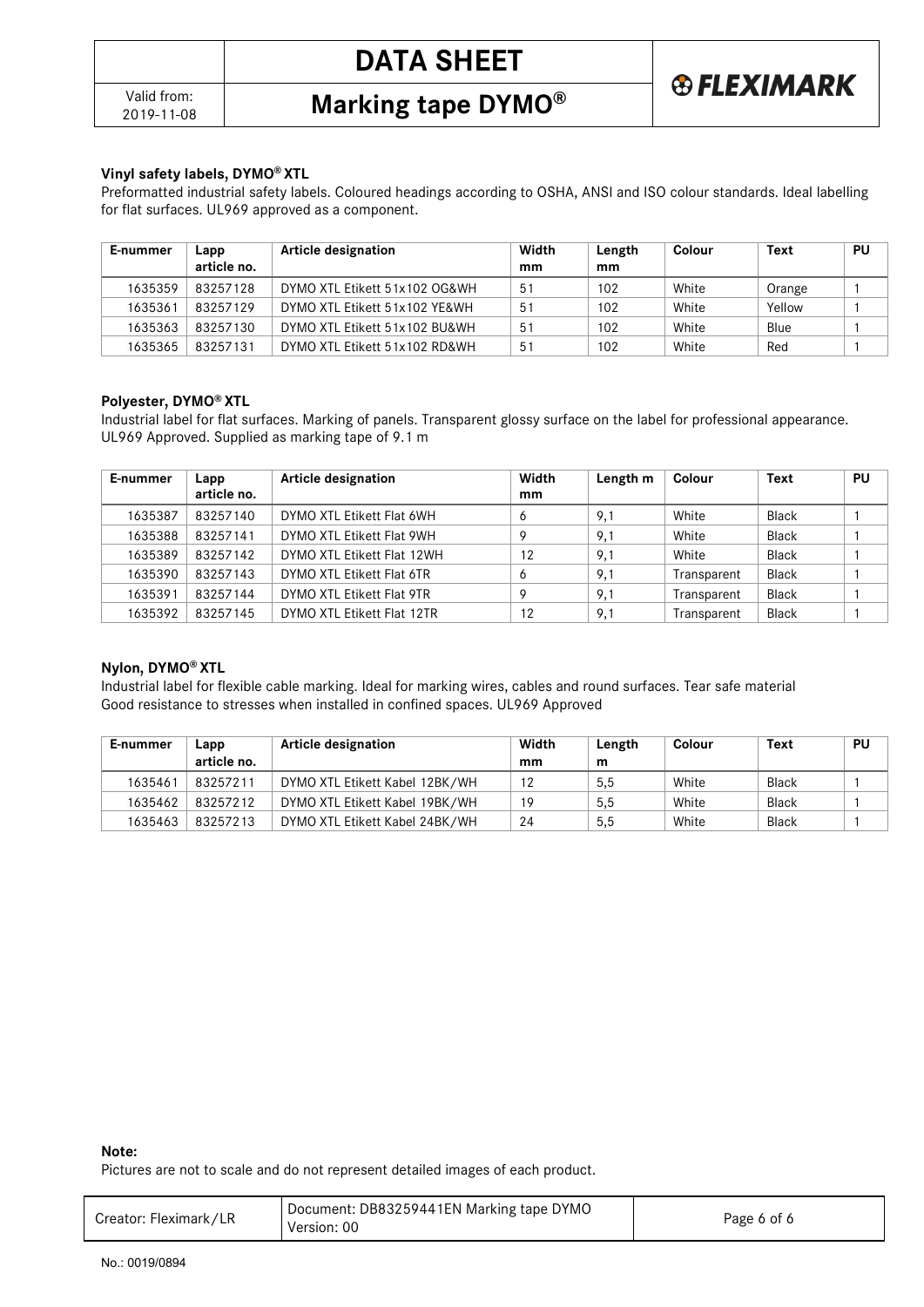### Vinyl safety labels, DYMO® XTL

Preformatted industrial safety labels. Coloured headings according to OSHA, ANSI and ISO colour standards. Ideal labelling for flat surfaces. UL969 approved as a component.

| E-nummer | Lapp article no. | Article designation | Width mm | Length mm | Colour | Text | PU |
|---|---|---|---|---|---|---|---|
| 1635359 | 83257128 | DYMO XTL Etikett 51x102 OG&WH | 51 | 102 | White | Orange | 1 |
| 1635361 | 83257129 | DYMO XTL Etikett 51x102 YE&WH | 51 | 102 | White | Yellow | 1 |
| 1635363 | 83257130 | DYMO XTL Etikett 51x102 BU&WH | 51 | 102 | White | Blue | 1 |
| 1635365 | 83257131 | DYMO XTL Etikett 51x102 RD&WH | 51 | 102 | White | Red | 1 |

### Polyester, DYMO® XTL

Industrial label for flat surfaces. Marking of panels. Transparent glossy surface on the label for professional appearance. UL969 Approved. Supplied as marking tape of 9.1 m

| E-nummer | Lapp article no. | Article designation | Width mm | Length m | Colour | Text | PU |
|---|---|---|---|---|---|---|---|
| 1635387 | 83257140 | DYMO XTL Etikett Flat 6WH | 6 | 9,1 | White | Black | 1 |
| 1635388 | 83257141 | DYMO XTL Etikett Flat 9WH | 9 | 9,1 | White | Black | 1 |
| 1635389 | 83257142 | DYMO XTL Etikett Flat 12WH | 12 | 9,1 | White | Black | 1 |
| 1635390 | 83257143 | DYMO XTL Etikett Flat 6TR | 6 | 9,1 | Transparent | Black | 1 |
| 1635391 | 83257144 | DYMO XTL Etikett Flat 9TR | 9 | 9,1 | Transparent | Black | 1 |
| 1635392 | 83257145 | DYMO XTL Etikett Flat 12TR | 12 | 9,1 | Transparent | Black | 1 |

### Nylon, DYMO® XTL

Industrial label for flexible cable marking. Ideal for marking wires, cables and round surfaces. Tear safe material
Good resistance to stresses when installed in confined spaces. UL969 Approved

| E-nummer | Lapp article no. | Article designation | Width mm | Length m | Colour | Text | PU |
|---|---|---|---|---|---|---|---|
| 1635461 | 83257211 | DYMO XTL Etikett Kabel 12BK/WH | 12 | 5,5 | White | Black | 1 |
| 1635462 | 83257212 | DYMO XTL Etikett Kabel 19BK/WH | 19 | 5,5 | White | Black | 1 |
| 1635463 | 83257213 | DYMO XTL Etikett Kabel 24BK/WH | 24 | 5,5 | White | Black | 1 |

**Note:**
Pictures are not to scale and do not represent detailed images of each product.